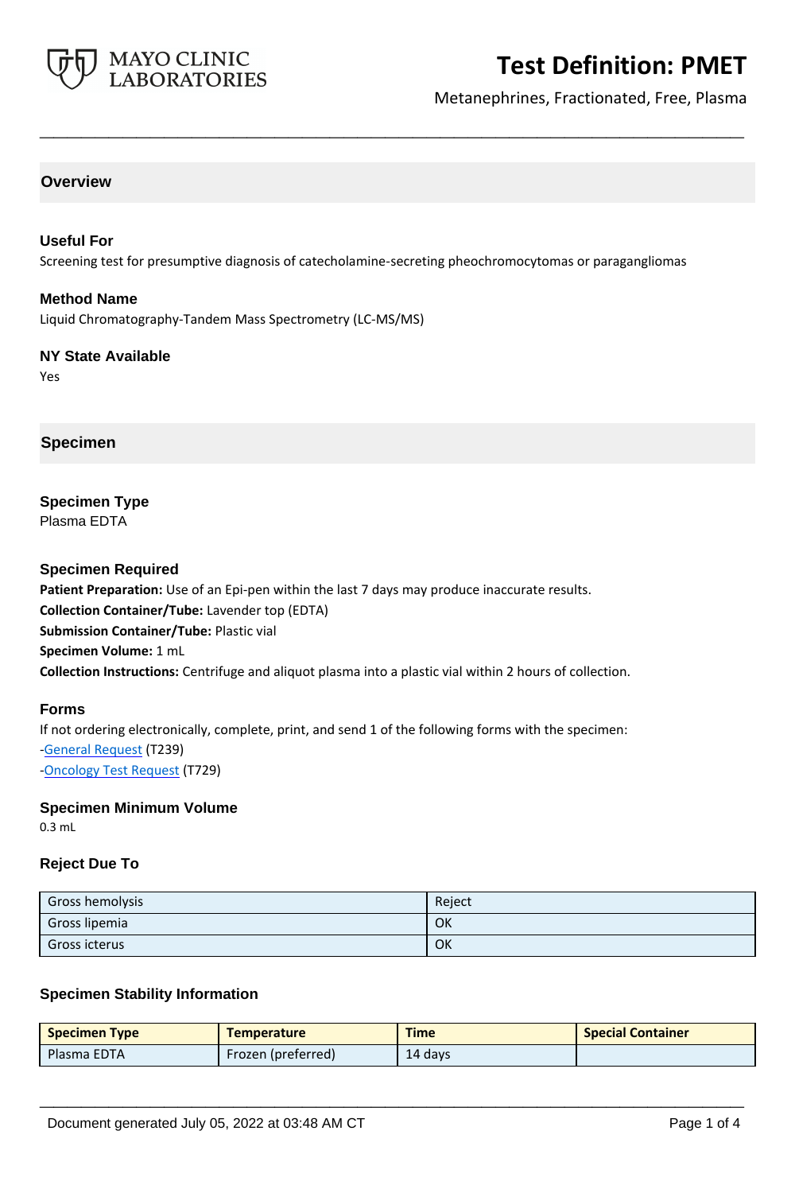# Test Definition: PMET

Metanephrines, Fractionated, Free, Plasma

## Overview

### Useful For

Screening test for presumptive diagnosis of catecholamine-secreting pheochromocytomas or paragangliomas

### Method Name

Liquid Chromatography-Tandem Mass Spectrometry (LC-MS/MS)

### NY State Available

Yes

## Specimen

### Specimen Type

Plasma EDTA

### Specimen Required

**Patient Preparation:** Use of an Epi-pen within the last 7 days may produce inaccurate results.

**Collection Container/Tube:** Lavender top (EDTA)

**Submission Container/Tube:** Plastic vial

**Specimen Volume:** 1 mL

**Collection Instructions:** Centrifuge and aliquot plasma into a plastic vial within 2 hours of collection.

### Forms

If not ordering electronically, complete, print, and send 1 of the following forms with the specimen:

-General Request (T239)

-Oncology Test Request (T729)

### Specimen Minimum Volume

0.3 mL

### Reject Due To

| | |
|---|---|
| Gross hemolysis | Reject |
| Gross lipemia | OK |
| Gross icterus | OK |

### Specimen Stability Information

| Specimen Type | Temperature | Time | Special Container |
|---|---|---|---|
| Plasma EDTA | Frozen (preferred) | 14 days | |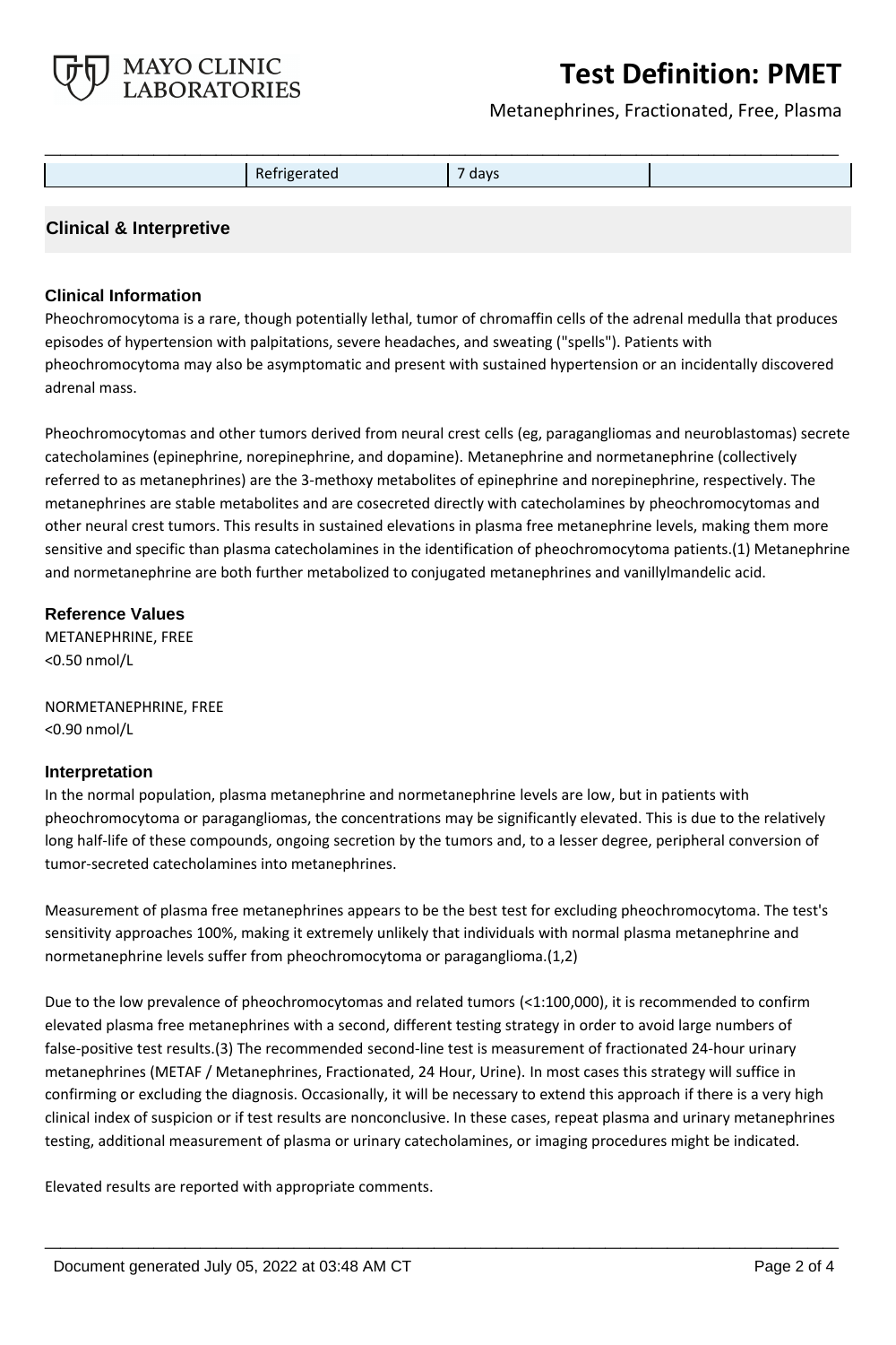|  | Refrigerated | 7 days |  |
|---|---|---|---|

## Clinical & Interpretive

### Clinical Information

Pheochromocytoma is a rare, though potentially lethal, tumor of chromaffin cells of the adrenal medulla that produces episodes of hypertension with palpitations, severe headaches, and sweating ("spells"). Patients with pheochromocytoma may also be asymptomatic and present with sustained hypertension or an incidentally discovered adrenal mass.

Pheochromocytomas and other tumors derived from neural crest cells (eg, paragangliomas and neuroblastomas) secrete catecholamines (epinephrine, norepinephrine, and dopamine). Metanephrine and normetanephrine (collectively referred to as metanephrines) are the 3-methoxy metabolites of epinephrine and norepinephrine, respectively. The metanephrines are stable metabolites and are cosecreted directly with catecholamines by pheochromocytomas and other neural crest tumors. This results in sustained elevations in plasma free metanephrine levels, making them more sensitive and specific than plasma catecholamines in the identification of pheochromocytoma patients.(1) Metanephrine and normetanephrine are both further metabolized to conjugated metanephrines and vanillylmandelic acid.

### Reference Values

METANEPHRINE, FREE
<0.50 nmol/L

NORMETANEPHRINE, FREE
<0.90 nmol/L

### Interpretation

In the normal population, plasma metanephrine and normetanephrine levels are low, but in patients with pheochromocytoma or paragangliomas, the concentrations may be significantly elevated. This is due to the relatively long half-life of these compounds, ongoing secretion by the tumors and, to a lesser degree, peripheral conversion of tumor-secreted catecholamines into metanephrines.

Measurement of plasma free metanephrines appears to be the best test for excluding pheochromocytoma. The test's sensitivity approaches 100%, making it extremely unlikely that individuals with normal plasma metanephrine and normetanephrine levels suffer from pheochromocytoma or paraganglioma.(1,2)

Due to the low prevalence of pheochromocytomas and related tumors (<1:100,000), it is recommended to confirm elevated plasma free metanephrines with a second, different testing strategy in order to avoid large numbers of false-positive test results.(3) The recommended second-line test is measurement of fractionated 24-hour urinary metanephrines (METAF / Metanephrines, Fractionated, 24 Hour, Urine). In most cases this strategy will suffice in confirming or excluding the diagnosis. Occasionally, it will be necessary to extend this approach if there is a very high clinical index of suspicion or if test results are nonconclusive. In these cases, repeat plasma and urinary metanephrines testing, additional measurement of plasma or urinary catecholamines, or imaging procedures might be indicated.

Elevated results are reported with appropriate comments.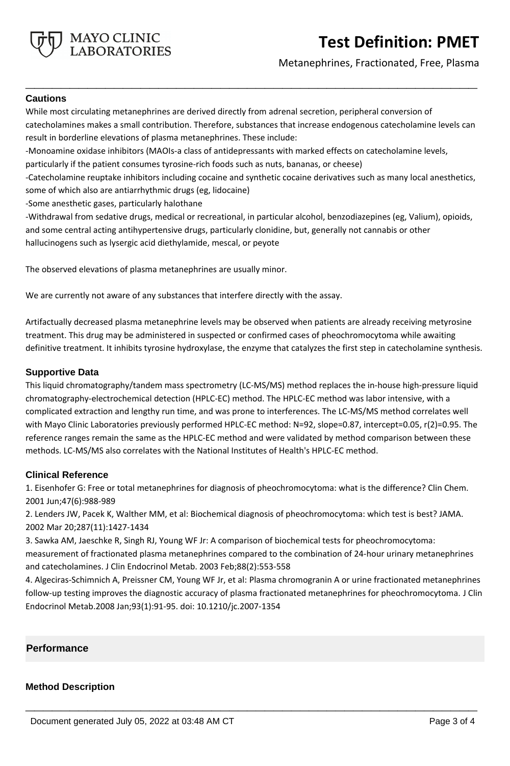### Cautions

While most circulating metanephrines are derived directly from adrenal secretion, peripheral conversion of catecholamines makes a small contribution. Therefore, substances that increase endogenous catecholamine levels can result in borderline elevations of plasma metanephrines. These include:

-Monoamine oxidase inhibitors (MAOIs-a class of antidepressants with marked effects on catecholamine levels, particularly if the patient consumes tyrosine-rich foods such as nuts, bananas, or cheese)

-Catecholamine reuptake inhibitors including cocaine and synthetic cocaine derivatives such as many local anesthetics, some of which also are antiarrhythmic drugs (eg, lidocaine)

-Some anesthetic gases, particularly halothane

-Withdrawal from sedative drugs, medical or recreational, in particular alcohol, benzodiazepines (eg, Valium), opioids, and some central acting antihypertensive drugs, particularly clonidine, but, generally not cannabis or other hallucinogens such as lysergic acid diethylamide, mescal, or peyote

The observed elevations of plasma metanephrines are usually minor.

We are currently not aware of any substances that interfere directly with the assay.

Artifactually decreased plasma metanephrine levels may be observed when patients are already receiving metyrosine treatment. This drug may be administered in suspected or confirmed cases of pheochromocytoma while awaiting definitive treatment. It inhibits tyrosine hydroxylase, the enzyme that catalyzes the first step in catecholamine synthesis.

### Supportive Data

This liquid chromatography/tandem mass spectrometry (LC-MS/MS) method replaces the in-house high-pressure liquid chromatography-electrochemical detection (HPLC-EC) method. The HPLC-EC method was labor intensive, with a complicated extraction and lengthy run time, and was prone to interferences. The LC-MS/MS method correlates well with Mayo Clinic Laboratories previously performed HPLC-EC method: N=92, slope=0.87, intercept=0.05, r(2)=0.95. The reference ranges remain the same as the HPLC-EC method and were validated by method comparison between these methods. LC-MS/MS also correlates with the National Institutes of Health's HPLC-EC method.

### Clinical Reference

1. Eisenhofer G: Free or total metanephrines for diagnosis of pheochromocytoma: what is the difference? Clin Chem. 2001 Jun;47(6):988-989
2. Lenders JW, Pacek K, Walther MM, et al: Biochemical diagnosis of pheochromocytoma: which test is best? JAMA. 2002 Mar 20;287(11):1427-1434
3. Sawka AM, Jaeschke R, Singh RJ, Young WF Jr: A comparison of biochemical tests for pheochromocytoma: measurement of fractionated plasma metanephrines compared to the combination of 24-hour urinary metanephrines and catecholamines. J Clin Endocrinol Metab. 2003 Feb;88(2):553-558
4. Algeciras-Schimnich A, Preissner CM, Young WF Jr, et al: Plasma chromogranin A or urine fractionated metanephrines follow-up testing improves the diagnostic accuracy of plasma fractionated metanephrines for pheochromocytoma. J Clin Endocrinol Metab.2008 Jan;93(1):91-95. doi: 10.1210/jc.2007-1354

## Performance

### Method Description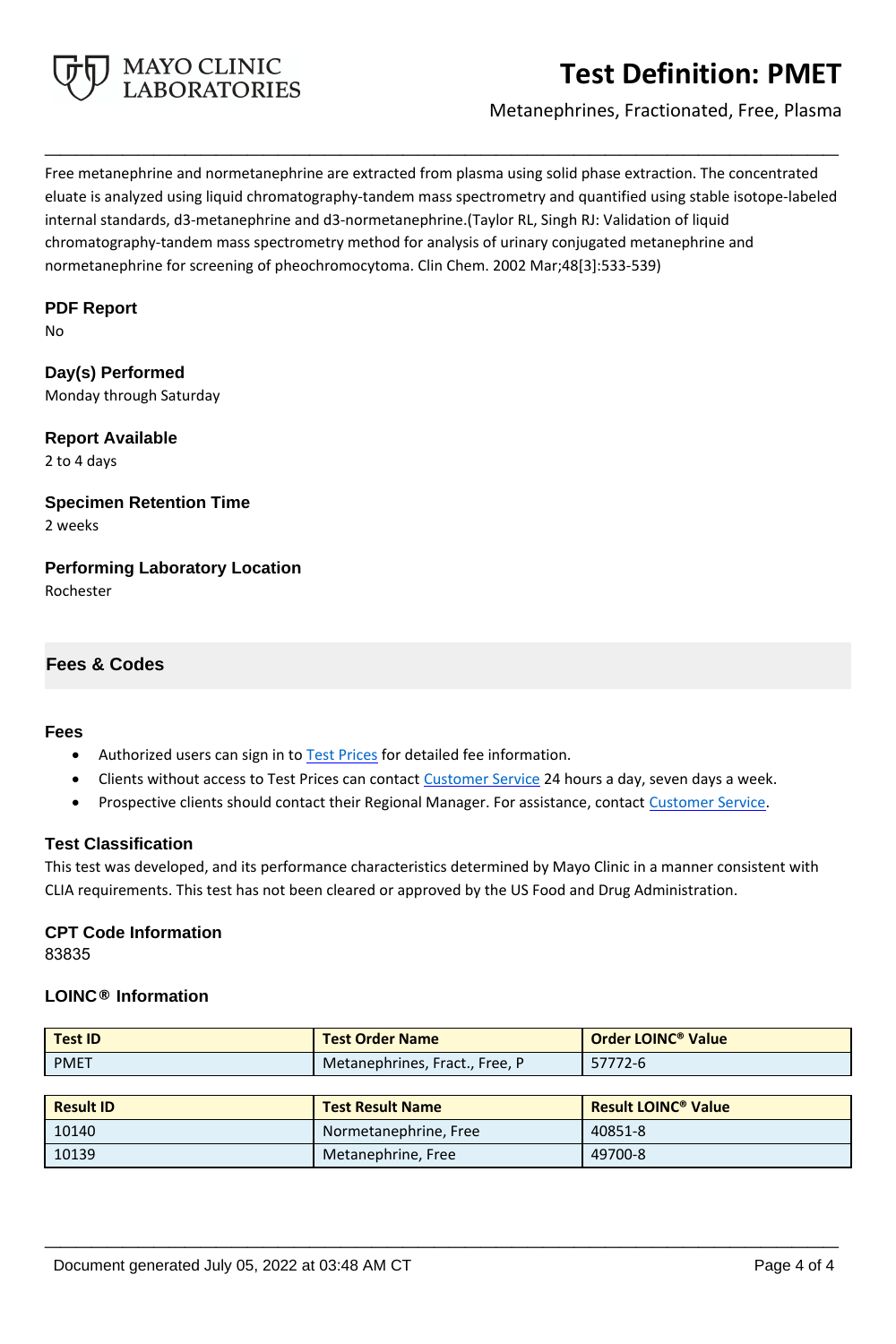Free metanephrine and normetanephrine are extracted from plasma using solid phase extraction. The concentrated eluate is analyzed using liquid chromatography-tandem mass spectrometry and quantified using stable isotope-labeled internal standards, d3-metanephrine and d3-normetanephrine.(Taylor RL, Singh RJ: Validation of liquid chromatography-tandem mass spectrometry method for analysis of urinary conjugated metanephrine and normetanephrine for screening of pheochromocytoma. Clin Chem. 2002 Mar;48[3]:533-539)

**PDF Report**
No

**Day(s) Performed**
Monday through Saturday

**Report Available**
2 to 4 days

**Specimen Retention Time**
2 weeks

**Performing Laboratory Location**
Rochester

## Fees & Codes

**Fees**

- Authorized users can sign in to Test Prices for detailed fee information.
- Clients without access to Test Prices can contact Customer Service 24 hours a day, seven days a week.
- Prospective clients should contact their Regional Manager. For assistance, contact Customer Service.

**Test Classification**
This test was developed, and its performance characteristics determined by Mayo Clinic in a manner consistent with CLIA requirements. This test has not been cleared or approved by the US Food and Drug Administration.

**CPT Code Information**
83835

**LOINC® Information**

| Test ID | Test Order Name | Order LOINC® Value |
|---|---|---|
| PMET | Metanephrines, Fract., Free, P | 57772-6 |

| Result ID | Test Result Name | Result LOINC® Value |
|---|---|---|
| 10140 | Normetanephrine, Free | 40851-8 |
| 10139 | Metanephrine, Free | 49700-8 |